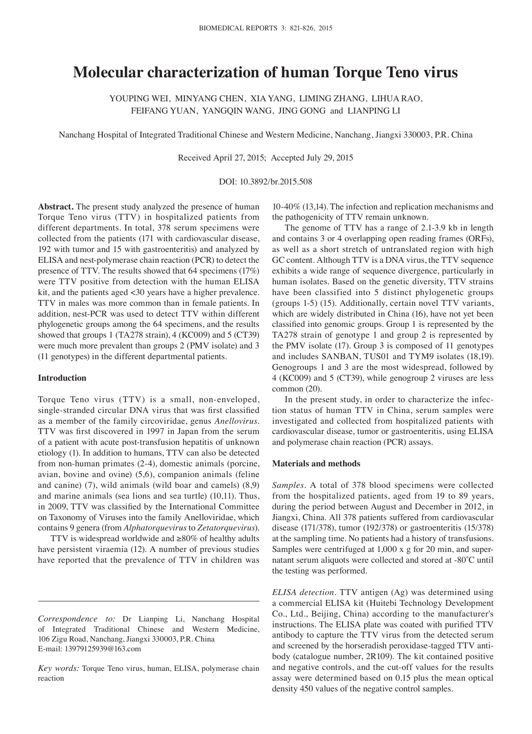# Molecular characterization of human Torque Teno virus

YOUPING WEI, MINYANG CHEN, XIA YANG, LIMING ZHANG, LIHUA RAO, FEIFANG YUAN, YANGQIN WANG, JING GONG and LIANPING LI

Nanchang Hospital of Integrated Traditional Chinese and Western Medicine, Nanchang, Jiangxi 330003, P.R. China

Received April 27, 2015; Accepted July 29, 2015

DOI: 10.3892/br.2015.508

**Abstract.** The present study analyzed the presence of human Torque Teno virus (TTV) in hospitalized patients from different departments. In total, 378 serum specimens were collected from the patients (171 with cardiovascular disease, 192 with tumor and 15 with gastroenteritis) and analyzed by ELISA and nest-polymerase chain reaction (PCR) to detect the presence of TTV. The results showed that 64 specimens (17%) were TTV positive from detection with the human ELISA kit, and the patients aged <30 years have a higher prevalence. TTV in males was more common than in female patients. In addition, nest-PCR was used to detect TTV within different phylogenetic groups among the 64 specimens, and the results showed that groups 1 (TA278 strain), 4 (KC009) and 5 (CT39) were much more prevalent than groups 2 (PMV isolate) and 3 (11 genotypes) in the different departmental patients.

## Introduction

Torque Teno virus (TTV) is a small, non-enveloped, single-stranded circular DNA virus that was first classified as a member of the family circoviridae, genus *Anellovirus*. TTV was first discovered in 1997 in Japan from the serum of a patient with acute post-transfusion hepatitis of unknown etiology (1). In addition to humans, TTV can also be detected from non-human primates (2-4), domestic animals (porcine, avian, bovine and ovine) (5,6), companion animals (feline and canine) (7), wild animals (wild boar and camels) (8,9) and marine animals (sea lions and sea turtle) (10,11). Thus, in 2009, TTV was classified by the International Committee on Taxonomy of Viruses into the family Anelloviridae, which contains 9 genera (from *Alphatorquevirus* to *Zetatorquevirus*).

TTV is widespread worldwide and ≥80% of healthy adults have persistent viraemia (12). A number of previous studies have reported that the prevalence of TTV in children was 10-40% (13,14). The infection and replication mechanisms and the pathogenicity of TTV remain unknown.

The genome of TTV has a range of 2.1-3.9 kb in length and contains 3 or 4 overlapping open reading frames (ORFs), as well as a short stretch of untranslated region with high GC content. Although TTV is a DNA virus, the TTV sequence exhibits a wide range of sequence divergence, particularly in human isolates. Based on the genetic diversity, TTV strains have been classified into 5 distinct phylogenetic groups (groups 1-5) (15). Additionally, certain novel TTV variants, which are widely distributed in China (16), have not yet been classified into genomic groups. Group 1 is represented by the TA278 strain of genotype 1 and group 2 is represented by the PMV isolate (17). Group 3 is composed of 11 genotypes and includes SANBAN, TUS01 and TYM9 isolates (18,19). Genogroups 1 and 3 are the most widespread, followed by 4 (KC009) and 5 (CT39), while genogroup 2 viruses are less common (20).

In the present study, in order to characterize the infection status of human TTV in China, serum samples were investigated and collected from hospitalized patients with cardiovascular disease, tumor or gastroenteritis, using ELISA and polymerase chain reaction (PCR) assays.

## Materials and methods

*Samples.* A total of 378 blood specimens were collected from the hospitalized patients, aged from 19 to 89 years, during the period between August and December in 2012, in Jiangxi, China. All 378 patients suffered from cardiovascular disease (171/378), tumor (192/378) or gastroenteritis (15/378) at the sampling time. No patients had a history of transfusions. Samples were centrifuged at 1,000 x g for 20 min, and supernatant serum aliquots were collected and stored at -80˚C until the testing was performed.

*ELISA detection.* TTV antigen (Ag) was determined using a commercial ELISA kit (Huitebi Technology Development Co., Ltd., Beijing, China) according to the manufacturer's instructions. The ELISA plate was coated with purified TTV antibody to capture the TTV virus from the detected serum and screened by the horseradish peroxidase-tagged TTV antibody (catalogue number, 2R109). The kit contained positive and negative controls, and the cut-off values for the results assay were determined based on 0.15 plus the mean optical density 450 values of the negative control samples.

*Correspondence to:* Dr Lianping Li, Nanchang Hospital of Integrated Traditional Chinese and Western Medicine, 106 Zigu Road, Nanchang, Jiangxi 330003, P.R. China
E-mail: 13979125939@163.com

*Key words:* Torque Teno virus, human, ELISA, polymerase chain reaction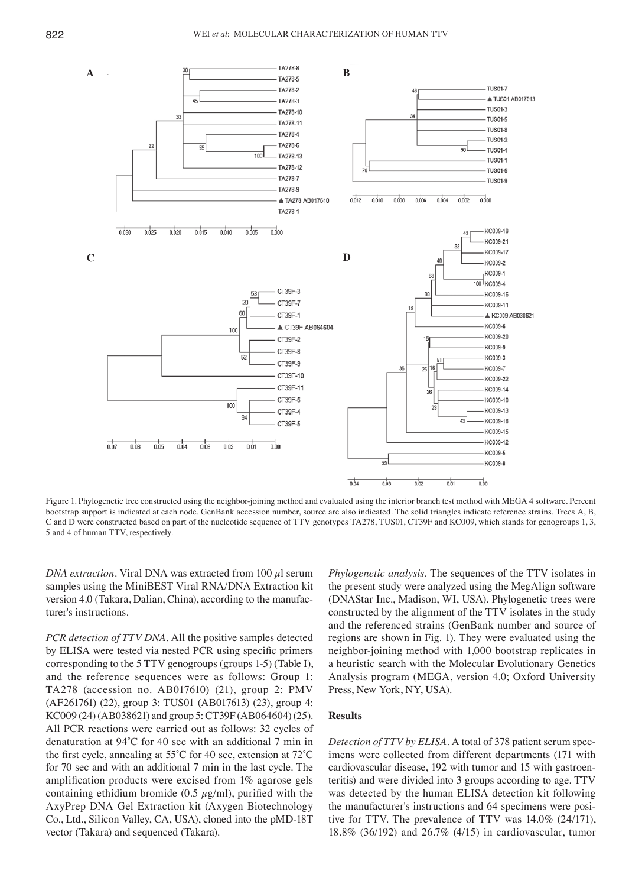Figure 1. Phylogenetic tree constructed using the neighbor-joining method and evaluated using the interior branch test method with MEGA 4 software. Percent bootstrap support is indicated at each node. GenBank accession number, source are also indicated. The solid triangles indicate reference strains. Trees A, B, C and D were constructed based on part of the nucleotide sequence of TTV genotypes TA278, TUS01, CT39F and KC009, which stands for genogroups 1, 3, 5 and 4 of human TTV, respectively.

*DNA extraction*. Viral DNA was extracted from 100 $\mu$l serum samples using the MiniBEST Viral RNA/DNA Extraction kit version 4.0 (Takara, Dalian, China), according to the manufacturer's instructions.

*PCR detection of TTV DNA*. All the positive samples detected by ELISA were tested via nested PCR using specific primers corresponding to the 5 TTV genogroups (groups 1-5) (Table I), and the reference sequences were as follows: Group 1: TA278 (accession no. AB017610) (21), group 2: PMV (AF261761) (22), group 3: TUS01 (AB017613) (23), group 4: KC009 (24) (AB038621) and group 5: CT39F (AB064604) (25). All PCR reactions were carried out as follows: 32 cycles of denaturation at 94˚C for 40 sec with an additional 7 min in the first cycle, annealing at 55˚C for 40 sec, extension at 72˚C for 70 sec and with an additional 7 min in the last cycle. The amplification products were excised from 1% agarose gels containing ethidium bromide (0.5 $\mu$g/ml), purified with the AxyPrep DNA Gel Extraction kit (Axygen Biotechnology Co., Ltd., Silicon Valley, CA, USA), cloned into the pMD-18T vector (Takara) and sequenced (Takara).

*Phylogenetic analysis*. The sequences of the TTV isolates in the present study were analyzed using the MegAlign software (DNAStar Inc., Madison, WI, USA). Phylogenetic trees were constructed by the alignment of the TTV isolates in the study and the referenced strains (GenBank number and source of regions are shown in Fig. 1). They were evaluated using the neighbor-joining method with 1,000 bootstrap replicates in a heuristic search with the Molecular Evolutionary Genetics Analysis program (MEGA, version 4.0; Oxford University Press, New York, NY, USA).

## Results

*Detection of TTV by ELISA*. A total of 378 patient serum specimens were collected from different departments (171 with cardiovascular disease, 192 with tumor and 15 with gastroenteritis) and were divided into 3 groups according to age. TTV was detected by the human ELISA detection kit following the manufacturer's instructions and 64 specimens were positive for TTV. The prevalence of TTV was 14.0% (24/171), 18.8% (36/192) and 26.7% (4/15) in cardiovascular, tumor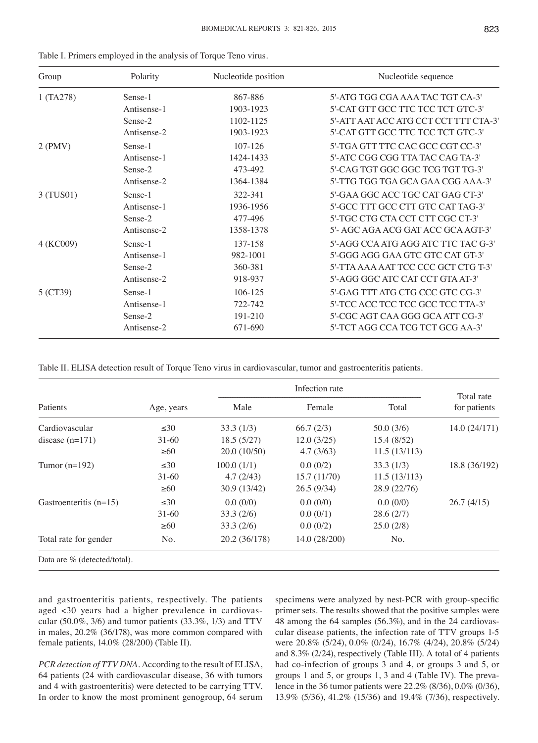Table I. Primers employed in the analysis of Torque Teno virus.

| Group | Polarity | Nucleotide position | Nucleotide sequence |
|---|---|---|---|
| 1 (TA278) | Sense-1 | 867-886 | 5'-ATG TGG CGA AAA TAC TGT CA-3' |
| | Antisense-1 | 1903-1923 | 5'-CAT GTT GCC TTC TCC TCT GTC-3' |
| | Sense-2 | 1102-1125 | 5'-ATT AAT ACC ATG CCT CCT TTT CTA-3' |
| | Antisense-2 | 1903-1923 | 5'-CAT GTT GCC TTC TCC TCT GTC-3' |
| 2 (PMV) | Sense-1 | 107-126 | 5'-TGA GTT TTC CAC GCC CGT CC-3' |
| | Antisense-1 | 1424-1433 | 5'-ATC CGG CGG TTA TAC CAG TA-3' |
| | Sense-2 | 473-492 | 5'-CAG TGT GGC GGC TCG TGT TG-3' |
| | Antisense-2 | 1364-1384 | 5'-TTG TGG TGA GCA GAA CGG AAA-3' |
| 3 (TUS01) | Sense-1 | 322-341 | 5'-GAA GGC ACC TGC CAT GAG CT-3' |
| | Antisense-1 | 1936-1956 | 5'-GCC TTT GCC CTT GTC CAT TAG-3' |
| | Sense-2 | 477-496 | 5'-TGC CTG CTA CCT CTT CGC CT-3' |
| | Antisense-2 | 1358-1378 | 5'- AGC AGA ACG GAT ACC GCA AGT-3' |
| 4 (KC009) | Sense-1 | 137-158 | 5'-AGG CCA ATG AGG ATC TTC TAC G-3' |
| | Antisense-1 | 982-1001 | 5'-GGG AGG GAA GTC GTC CAT GT-3' |
| | Sense-2 | 360-381 | 5'-TTA AAA AAT TCC CCC GCT CTG T-3' |
| | Antisense-2 | 918-937 | 5'-AGG GGC ATC CAT CCT GTA AT-3' |
| 5 (CT39) | Sense-1 | 106-125 | 5'-GAG TTT ATG CTG CCC GTC CG-3' |
| | Antisense-1 | 722-742 | 5'-TCC ACC TCC TCC GCC TCC TTA-3' |
| | Sense-2 | 191-210 | 5'-CGC AGT CAA GGG GCA ATT CG-3' |
| | Antisense-2 | 671-690 | 5'-TCT AGG CCA TCG TCT GCG AA-3' |

Table II. ELISA detection result of Torque Teno virus in cardiovascular, tumor and gastroenteritis patients.

| Patients | Age, years | Infection rate | | | Total rate for patients |
|---|---|---|---|---|---|
| | | Male | Female | Total | |
| Cardiovascular disease (n=171) | ≤30 | 33.3 (1/3) | 66.7 (2/3) | 50.0 (3/6) | 14.0 (24/171) |
| | 31-60 | 18.5 (5/27) | 12.0 (3/25) | 15.4 (8/52) | |
| | ≥60 | 20.0 (10/50) | 4.7 (3/63) | 11.5 (13/113) | |
| Tumor (n=192) | ≤30 | 100.0 (1/1) | 0.0 (0/2) | 33.3 (1/3) | 18.8 (36/192) |
| | 31-60 | 4.7 (2/43) | 15.7 (11/70) | 11.5 (13/113) | |
| | ≥60 | 30.9 (13/42) | 26.5 (9/34) | 28.9 (22/76) | |
| Gastroenteritis (n=15) | ≤30 | 0.0 (0/0) | 0.0 (0/0) | 0.0 (0/0) | 26.7 (4/15) |
| | 31-60 | 33.3 (2/6) | 0.0 (0/1) | 28.6 (2/7) | |
| | ≥60 | 33.3 (2/6) | 0.0 (0/2) | 25.0 (2/8) | |
| Total rate for gender | No. | 20.2 (36/178) | 14.0 (28/200) | No. | |

Data are % (detected/total).

and gastroenteritis patients, respectively. The patients aged <30 years had a higher prevalence in cardiovascular (50.0%, 3/6) and tumor patients (33.3%, 1/3) and TTV in males, 20.2% (36/178), was more common compared with female patients, 14.0% (28/200) (Table II).

*PCR detection of TTV DNA.* According to the result of ELISA, 64 patients (24 with cardiovascular disease, 36 with tumors and 4 with gastroenteritis) were detected to be carrying TTV. In order to know the most prominent genogroup, 64 serum specimens were analyzed by nest-PCR with group-specific primer sets. The results showed that the positive samples were 48 among the 64 samples (56.3%), and in the 24 cardiovascular disease patients, the infection rate of TTV groups 1-5 were 20.8% (5/24), 0.0% (0/24), 16.7% (4/24), 20.8% (5/24) and 8.3% (2/24), respectively (Table III). A total of 4 patients had co-infection of groups 3 and 4, or groups 3 and 5, or groups 1 and 5, or groups 1, 3 and 4 (Table IV). The prevalence in the 36 tumor patients were 22.2% (8/36), 0.0% (0/36), 13.9% (5/36), 41.2% (15/36) and 19.4% (7/36), respectively.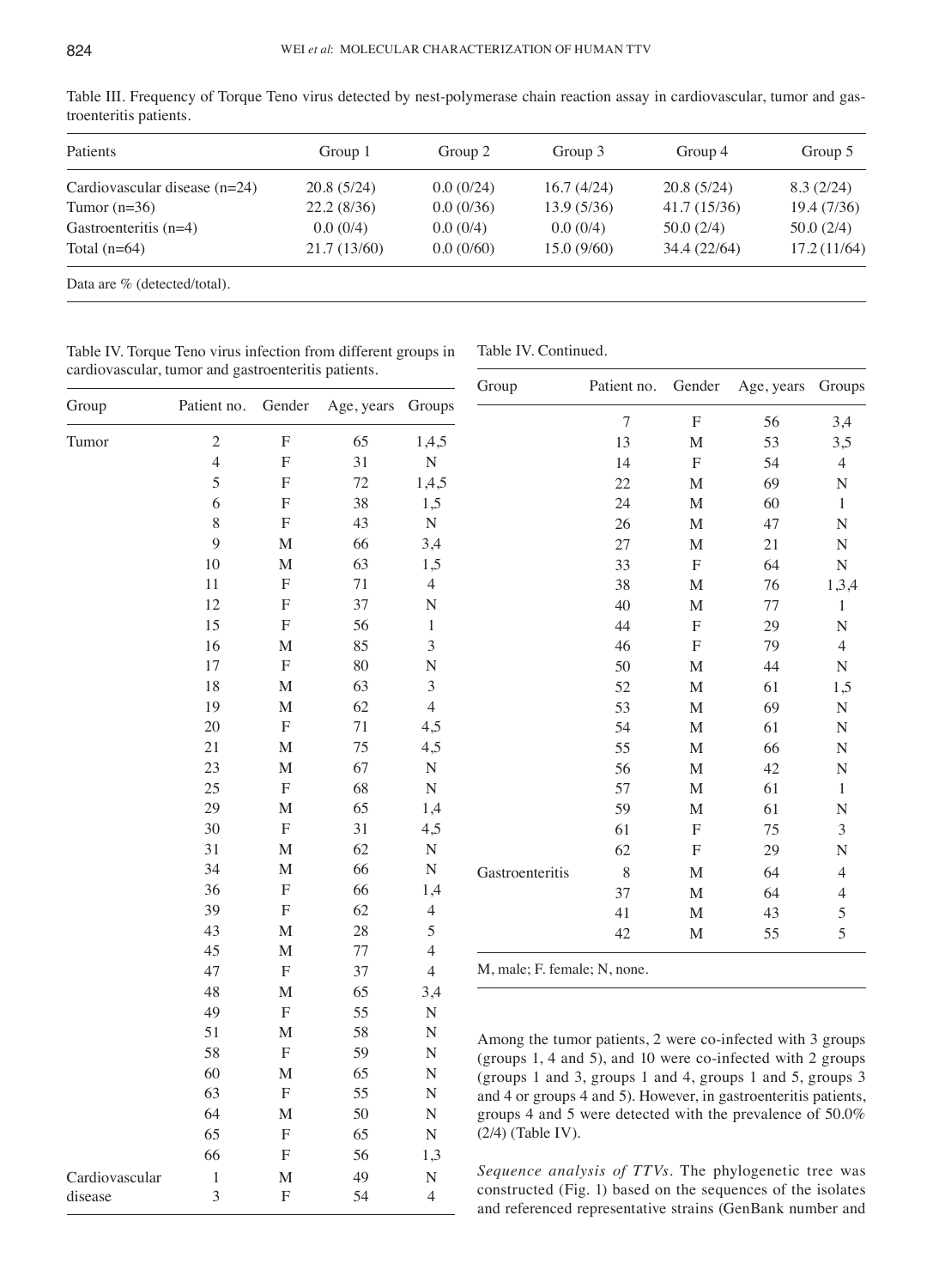Table III. Frequency of Torque Teno virus detected by nest-polymerase chain reaction assay in cardiovascular, tumor and gastroenteritis patients.

| Patients | Group 1 | Group 2 | Group 3 | Group 4 | Group 5 |
|---|---|---|---|---|---|
| Cardiovascular disease (n=24) | 20.8 (5/24) | 0.0 (0/24) | 16.7 (4/24) | 20.8 (5/24) | 8.3 (2/24) |
| Tumor (n=36) | 22.2 (8/36) | 0.0 (0/36) | 13.9 (5/36) | 41.7 (15/36) | 19.4 (7/36) |
| Gastroenteritis (n=4) | 0.0 (0/4) | 0.0 (0/4) | 0.0 (0/4) | 50.0 (2/4) | 50.0 (2/4) |
| Total (n=64) | 21.7 (13/60) | 0.0 (0/60) | 15.0 (9/60) | 34.4 (22/64) | 17.2 (11/64) |

Data are % (detected/total).

Table IV. Torque Teno virus infection from different groups in cardiovascular, tumor and gastroenteritis patients.

| Group | Patient no. | Gender | Age, years | Groups |
|---|---|---|---|---|
| Tumor | 2 | F | 65 | 1,4,5 |
| | 4 | F | 31 | N |
| | 5 | F | 72 | 1,4,5 |
| | 6 | F | 38 | 1,5 |
| | 8 | F | 43 | N |
| | 9 | M | 66 | 3,4 |
| | 10 | M | 63 | 1,5 |
| | 11 | F | 71 | 4 |
| | 12 | F | 37 | N |
| | 15 | F | 56 | 1 |
| | 16 | M | 85 | 3 |
| | 17 | F | 80 | N |
| | 18 | M | 63 | 3 |
| | 19 | M | 62 | 4 |
| | 20 | F | 71 | 4,5 |
| | 21 | M | 75 | 4,5 |
| | 23 | M | 67 | N |
| | 25 | F | 68 | N |
| | 29 | M | 65 | 1,4 |
| | 30 | F | 31 | 4,5 |
| | 31 | M | 62 | N |
| | 34 | M | 66 | N |
| | 36 | F | 66 | 1,4 |
| | 39 | F | 62 | 4 |
| | 43 | M | 28 | 5 |
| | 45 | M | 77 | 4 |
| | 47 | F | 37 | 4 |
| | 48 | M | 65 | 3,4 |
| | 49 | F | 55 | N |
| | 51 | M | 58 | N |
| | 58 | F | 59 | N |
| | 60 | M | 65 | N |
| | 63 | F | 55 | N |
| | 64 | M | 50 | N |
| | 65 | F | 65 | N |
| | 66 | F | 56 | 1,3 |
| Cardiovascular disease | 1 | M | 49 | N |
| | 3 | F | 54 | 4 |
| | 7 | F | 56 | 3,4 |
| | 13 | M | 53 | 3,5 |
| | 14 | F | 54 | 4 |
| | 22 | M | 69 | N |
| | 24 | M | 60 | 1 |
| | 26 | M | 47 | N |
| | 27 | M | 21 | N |
| | 33 | F | 64 | N |
| | 38 | M | 76 | 1,3,4 |
| | 40 | M | 77 | 1 |
| | 44 | F | 29 | N |
| | 46 | F | 79 | 4 |
| | 50 | M | 44 | N |
| | 52 | M | 61 | 1,5 |
| | 53 | M | 69 | N |
| | 54 | M | 61 | N |
| | 55 | M | 66 | N |
| | 56 | M | 42 | N |
| | 57 | M | 61 | 1 |
| | 59 | M | 61 | N |
| | 61 | F | 75 | 3 |
| | 62 | F | 29 | N |
| Gastroenteritis | 8 | M | 64 | 4 |
| | 37 | M | 64 | 4 |
| | 41 | M | 43 | 5 |
| | 42 | M | 55 | 5 |

M, male; F. female; N, none.

Among the tumor patients, 2 were co-infected with 3 groups (groups 1, 4 and 5), and 10 were co-infected with 2 groups (groups 1 and 3, groups 1 and 4, groups 1 and 5, groups 3 and 4 or groups 4 and 5). However, in gastroenteritis patients, groups 4 and 5 were detected with the prevalence of 50.0% (2/4) (Table IV).

*Sequence analysis of TTVs.* The phylogenetic tree was constructed (Fig. 1) based on the sequences of the isolates and referenced representative strains (GenBank number and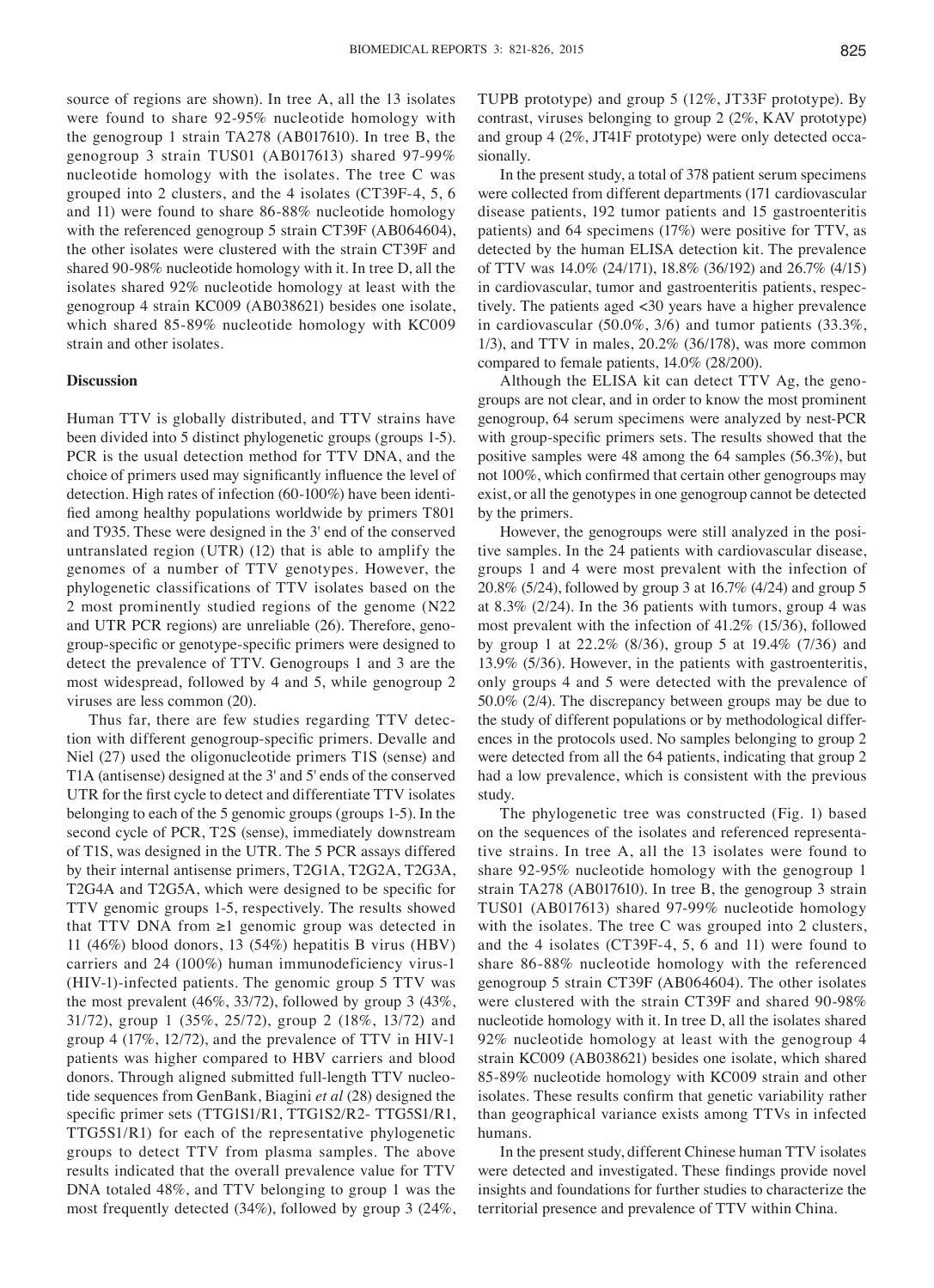source of regions are shown). In tree A, all the 13 isolates were found to share 92-95% nucleotide homology with the genogroup 1 strain TA278 (AB017610). In tree B, the genogroup 3 strain TUS01 (AB017613) shared 97-99% nucleotide homology with the isolates. The tree C was grouped into 2 clusters, and the 4 isolates (CT39F-4, 5, 6 and 11) were found to share 86-88% nucleotide homology with the referenced genogroup 5 strain CT39F (AB064604), the other isolates were clustered with the strain CT39F and shared 90-98% nucleotide homology with it. In tree D, all the isolates shared 92% nucleotide homology at least with the genogroup 4 strain KC009 (AB038621) besides one isolate, which shared 85-89% nucleotide homology with KC009 strain and other isolates.

## Discussion

Human TTV is globally distributed, and TTV strains have been divided into 5 distinct phylogenetic groups (groups 1-5). PCR is the usual detection method for TTV DNA, and the choice of primers used may significantly influence the level of detection. High rates of infection (60-100%) have been identified among healthy populations worldwide by primers T801 and T935. These were designed in the 3' end of the conserved untranslated region (UTR) (12) that is able to amplify the genomes of a number of TTV genotypes. However, the phylogenetic classifications of TTV isolates based on the 2 most prominently studied regions of the genome (N22 and UTR PCR regions) are unreliable (26). Therefore, genogroup-specific or genotype-specific primers were designed to detect the prevalence of TTV. Genogroups 1 and 3 are the most widespread, followed by 4 and 5, while genogroup 2 viruses are less common (20).

Thus far, there are few studies regarding TTV detection with different genogroup-specific primers. Devalle and Niel (27) used the oligonucleotide primers T1S (sense) and T1A (antisense) designed at the 3' and 5' ends of the conserved UTR for the first cycle to detect and differentiate TTV isolates belonging to each of the 5 genomic groups (groups 1-5). In the second cycle of PCR, T2S (sense), immediately downstream of T1S, was designed in the UTR. The 5 PCR assays differed by their internal antisense primers, T2G1A, T2G2A, T2G3A, T2G4A and T2G5A, which were designed to be specific for TTV genomic groups 1-5, respectively. The results showed that TTV DNA from ≥1 genomic group was detected in 11 (46%) blood donors, 13 (54%) hepatitis B virus (HBV) carriers and 24 (100%) human immunodeficiency virus-1 (HIV-1)-infected patients. The genomic group 5 TTV was the most prevalent (46%, 33/72), followed by group 3 (43%, 31/72), group 1 (35%, 25/72), group 2 (18%, 13/72) and group 4 (17%, 12/72), and the prevalence of TTV in HIV-1 patients was higher compared to HBV carriers and blood donors. Through aligned submitted full-length TTV nucleotide sequences from GenBank, Biagini *et al* (28) designed the specific primer sets (TTG1S1/R1, TTG1S2/R2- TTG5S1/R1, TTG5S1/R1) for each of the representative phylogenetic groups to detect TTV from plasma samples. The above results indicated that the overall prevalence value for TTV DNA totaled 48%, and TTV belonging to group 1 was the most frequently detected (34%), followed by group 3 (24%, TUPB prototype) and group 5 (12%, JT33F prototype). By contrast, viruses belonging to group 2 (2%, KAV prototype) and group 4 (2%, JT41F prototype) were only detected occasionally.

In the present study, a total of 378 patient serum specimens were collected from different departments (171 cardiovascular disease patients, 192 tumor patients and 15 gastroenteritis patients) and 64 specimens (17%) were positive for TTV, as detected by the human ELISA detection kit. The prevalence of TTV was 14.0% (24/171), 18.8% (36/192) and 26.7% (4/15) in cardiovascular, tumor and gastroenteritis patients, respectively. The patients aged <30 years have a higher prevalence in cardiovascular (50.0%, 3/6) and tumor patients (33.3%, 1/3), and TTV in males, 20.2% (36/178), was more common compared to female patients, 14.0% (28/200).

Although the ELISA kit can detect TTV Ag, the genogroups are not clear, and in order to know the most prominent genogroup, 64 serum specimens were analyzed by nest-PCR with group-specific primers sets. The results showed that the positive samples were 48 among the 64 samples (56.3%), but not 100%, which confirmed that certain other genogroups may exist, or all the genotypes in one genogroup cannot be detected by the primers.

However, the genogroups were still analyzed in the positive samples. In the 24 patients with cardiovascular disease, groups 1 and 4 were most prevalent with the infection of 20.8% (5/24), followed by group 3 at 16.7% (4/24) and group 5 at 8.3% (2/24). In the 36 patients with tumors, group 4 was most prevalent with the infection of 41.2% (15/36), followed by group 1 at 22.2% (8/36), group 5 at 19.4% (7/36) and 13.9% (5/36). However, in the patients with gastroenteritis, only groups 4 and 5 were detected with the prevalence of 50.0% (2/4). The discrepancy between groups may be due to the study of different populations or by methodological differences in the protocols used. No samples belonging to group 2 were detected from all the 64 patients, indicating that group 2 had a low prevalence, which is consistent with the previous study.

The phylogenetic tree was constructed (Fig. 1) based on the sequences of the isolates and referenced representative strains. In tree A, all the 13 isolates were found to share 92-95% nucleotide homology with the genogroup 1 strain TA278 (AB017610). In tree B, the genogroup 3 strain TUS01 (AB017613) shared 97-99% nucleotide homology with the isolates. The tree C was grouped into 2 clusters, and the 4 isolates (CT39F-4, 5, 6 and 11) were found to share 86-88% nucleotide homology with the referenced genogroup 5 strain CT39F (AB064604). The other isolates were clustered with the strain CT39F and shared 90-98% nucleotide homology with it. In tree D, all the isolates shared 92% nucleotide homology at least with the genogroup 4 strain KC009 (AB038621) besides one isolate, which shared 85-89% nucleotide homology with KC009 strain and other isolates. These results confirm that genetic variability rather than geographical variance exists among TTVs in infected humans.

In the present study, different Chinese human TTV isolates were detected and investigated. These findings provide novel insights and foundations for further studies to characterize the territorial presence and prevalence of TTV within China.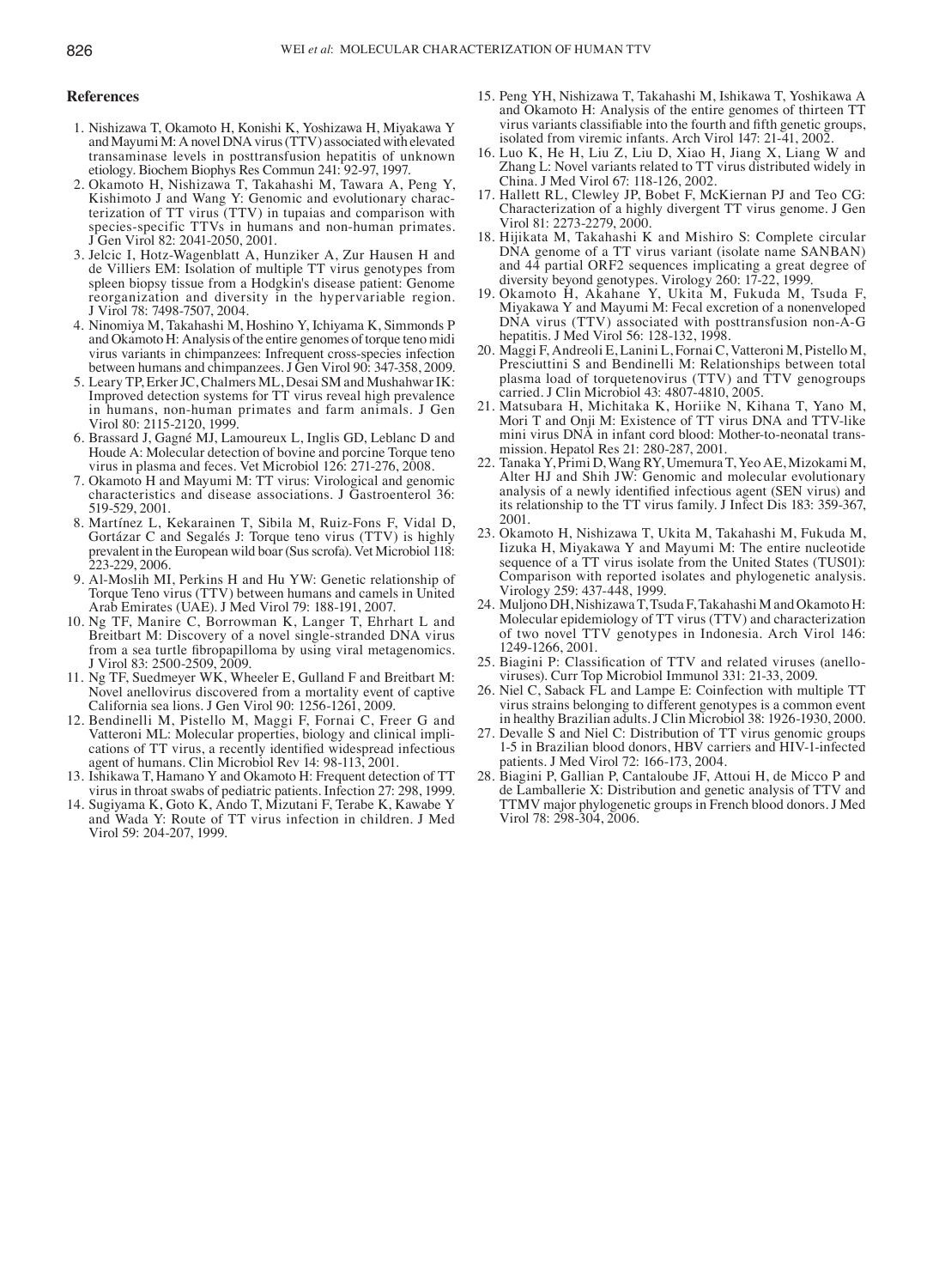## References

1. Nishizawa T, Okamoto H, Konishi K, Yoshizawa H, Miyakawa Y and Mayumi M: A novel DNA virus (TTV) associated with elevated transaminase levels in posttransfusion hepatitis of unknown etiology. Biochem Biophys Res Commun 241: 92-97, 1997.
2. Okamoto H, Nishizawa T, Takahashi M, Tawara A, Peng Y, Kishimoto J and Wang Y: Genomic and evolutionary characterization of TT virus (TTV) in tupaias and comparison with species-specific TTVs in humans and non-human primates. J Gen Virol 82: 2041-2050, 2001.
3. Jelcic I, Hotz-Wagenblatt A, Hunziker A, Zur Hausen H and de Villiers EM: Isolation of multiple TT virus genotypes from spleen biopsy tissue from a Hodgkin's disease patient: Genome reorganization and diversity in the hypervariable region. J Virol 78: 7498-7507, 2004.
4. Ninomiya M, Takahashi M, Hoshino Y, Ichiyama K, Simmonds P and Okamoto H: Analysis of the entire genomes of torque teno midi virus variants in chimpanzees: Infrequent cross-species infection between humans and chimpanzees. J Gen Virol 90: 347-358, 2009.
5. Leary TP, Erker JC, Chalmers ML, Desai SM and Mushahwar IK: Improved detection systems for TT virus reveal high prevalence in humans, non-human primates and farm animals. J Gen Virol 80: 2115-2120, 1999.
6. Brassard J, Gagné MJ, Lamoureux L, Inglis GD, Leblanc D and Houde A: Molecular detection of bovine and porcine Torque teno virus in plasma and feces. Vet Microbiol 126: 271-276, 2008.
7. Okamoto H and Mayumi M: TT virus: Virological and genomic characteristics and disease associations. J Gastroenterol 36: 519-529, 2001.
8. Martínez L, Kekarainen T, Sibila M, Ruiz-Fons F, Vidal D, Gortázar C and Segalés J: Torque teno virus (TTV) is highly prevalent in the European wild boar (Sus scrofa). Vet Microbiol 118: 223-229, 2006.
9. Al-Moslih MI, Perkins H and Hu YW: Genetic relationship of Torque Teno virus (TTV) between humans and camels in United Arab Emirates (UAE). J Med Virol 79: 188-191, 2007.
10. Ng TF, Manire C, Borrowman K, Langer T, Ehrhart L and Breitbart M: Discovery of a novel single-stranded DNA virus from a sea turtle fibropapilloma by using viral metagenomics. J Virol 83: 2500-2509, 2009.
11. Ng TF, Suedmeyer WK, Wheeler E, Gulland F and Breitbart M: Novel anellovirus discovered from a mortality event of captive California sea lions. J Gen Virol 90: 1256-1261, 2009.
12. Bendinelli M, Pistello M, Maggi F, Fornai C, Freer G and Vatteroni ML: Molecular properties, biology and clinical implications of TT virus, a recently identified widespread infectious agent of humans. Clin Microbiol Rev 14: 98-113, 2001.
13. Ishikawa T, Hamano Y and Okamoto H: Frequent detection of TT virus in throat swabs of pediatric patients. Infection 27: 298, 1999.
14. Sugiyama K, Goto K, Ando T, Mizutani F, Terabe K, Kawabe Y and Wada Y: Route of TT virus infection in children. J Med Virol 59: 204-207, 1999.
15. Peng YH, Nishizawa T, Takahashi M, Ishikawa T, Yoshikawa A and Okamoto H: Analysis of the entire genomes of thirteen TT virus variants classifiable into the fourth and fifth genetic groups, isolated from viremic infants. Arch Virol 147: 21-41, 2002.
16. Luo K, He H, Liu Z, Liu D, Xiao H, Jiang X, Liang W and Zhang L: Novel variants related to TT virus distributed widely in China. J Med Virol 67: 118-126, 2002.
17. Hallett RL, Clewley JP, Bobet F, McKiernan PJ and Teo CG: Characterization of a highly divergent TT virus genome. J Gen Virol 81: 2273-2279, 2000.
18. Hijikata M, Takahashi K and Mishiro S: Complete circular DNA genome of a TT virus variant (isolate name SANBAN) and 44 partial ORF2 sequences implicating a great degree of diversity beyond genotypes. Virology 260: 17-22, 1999.
19. Okamoto H, Akahane Y, Ukita M, Fukuda M, Tsuda F, Miyakawa Y and Mayumi M: Fecal excretion of a nonenveloped DNA virus (TTV) associated with posttransfusion non-A-G hepatitis. J Med Virol 56: 128-132, 1998.
20. Maggi F, Andreoli E, Lanini L, Fornai C, Vatteroni M, Pistello M, Presciuttini S and Bendinelli M: Relationships between total plasma load of torquetenovirus (TTV) and TTV genogroups carried. J Clin Microbiol 43: 4807-4810, 2005.
21. Matsubara H, Michitaka K, Horiike N, Kihana T, Yano M, Mori T and Onji M: Existence of TT virus DNA and TTV-like mini virus DNA in infant cord blood: Mother-to-neonatal transmission. Hepatol Res 21: 280-287, 2001.
22. Tanaka Y, Primi D, Wang RY, Umemura T, Yeo AE, Mizokami M, Alter HJ and Shih JW: Genomic and molecular evolutionary analysis of a newly identified infectious agent (SEN virus) and its relationship to the TT virus family. J Infect Dis 183: 359-367, 2001.
23. Okamoto H, Nishizawa T, Ukita M, Takahashi M, Fukuda M, Iizuka H, Miyakawa Y and Mayumi M: The entire nucleotide sequence of a TT virus isolate from the United States (TUS01): Comparison with reported isolates and phylogenetic analysis. Virology 259: 437-448, 1999.
24. Muljono DH, Nishizawa T, Tsuda F, Takahashi M and Okamoto H: Molecular epidemiology of TT virus (TTV) and characterization of two novel TTV genotypes in Indonesia. Arch Virol 146: 1249-1266, 2001.
25. Biagini P: Classification of TTV and related viruses (anelloviruses). Curr Top Microbiol Immunol 331: 21-33, 2009.
26. Niel C, Saback FL and Lampe E: Coinfection with multiple TT virus strains belonging to different genotypes is a common event in healthy Brazilian adults. J Clin Microbiol 38: 1926-1930, 2000.
27. Devalle S and Niel C: Distribution of TT virus genomic groups 1-5 in Brazilian blood donors, HBV carriers and HIV-1-infected patients. J Med Virol 72: 166-173, 2004.
28. Biagini P, Gallian P, Cantaloube JF, Attoui H, de Micco P and de Lamballerie X: Distribution and genetic analysis of TTV and TTMV major phylogenetic groups in French blood donors. J Med Virol 78: 298-304, 2006.